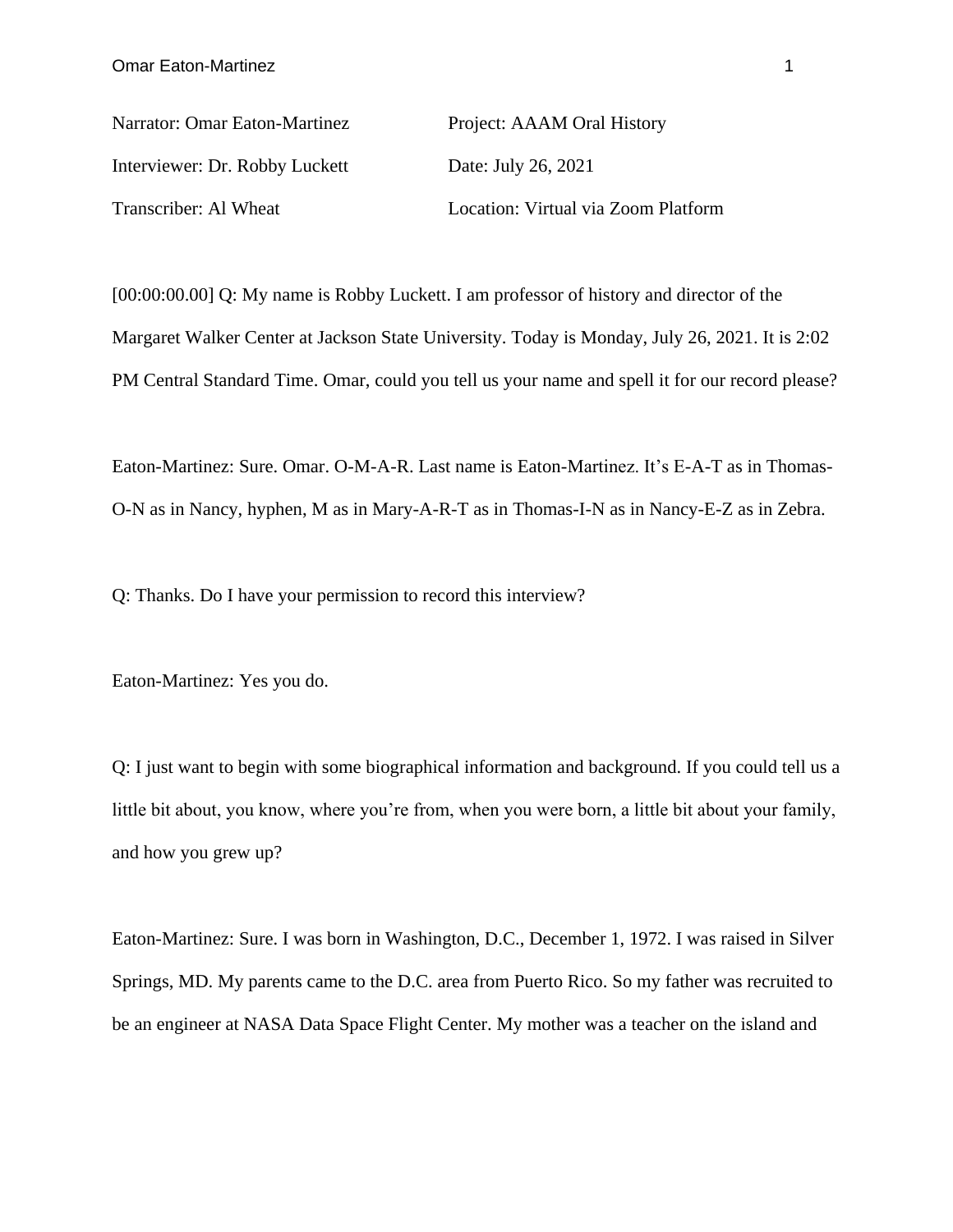Narrator: Omar Eaton-Martinez | Project: AAAM Oral History
Interviewer: Dr. Robby Luckett | Date: July 26, 2021
Transcriber: Al Wheat | Location: Virtual via Zoom Platform

[00:00:00.00] Q: My name is Robby Luckett. I am professor of history and director of the Margaret Walker Center at Jackson State University. Today is Monday, July 26, 2021. It is 2:02 PM Central Standard Time. Omar, could you tell us your name and spell it for our record please?

Eaton-Martinez: Sure. Omar. O-M-A-R. Last name is Eaton-Martinez. It's E-A-T as in Thomas-O-N as in Nancy, hyphen, M as in Mary-A-R-T as in Thomas-I-N as in Nancy-E-Z as in Zebra.

Q: Thanks. Do I have your permission to record this interview?

Eaton-Martinez: Yes you do.

Q: I just want to begin with some biographical information and background. If you could tell us a little bit about, you know, where you're from, when you were born, a little bit about your family, and how you grew up?

Eaton-Martinez: Sure. I was born in Washington, D.C., December 1, 1972. I was raised in Silver Springs, MD. My parents came to the D.C. area from Puerto Rico. So my father was recruited to be an engineer at NASA Data Space Flight Center. My mother was a teacher on the island and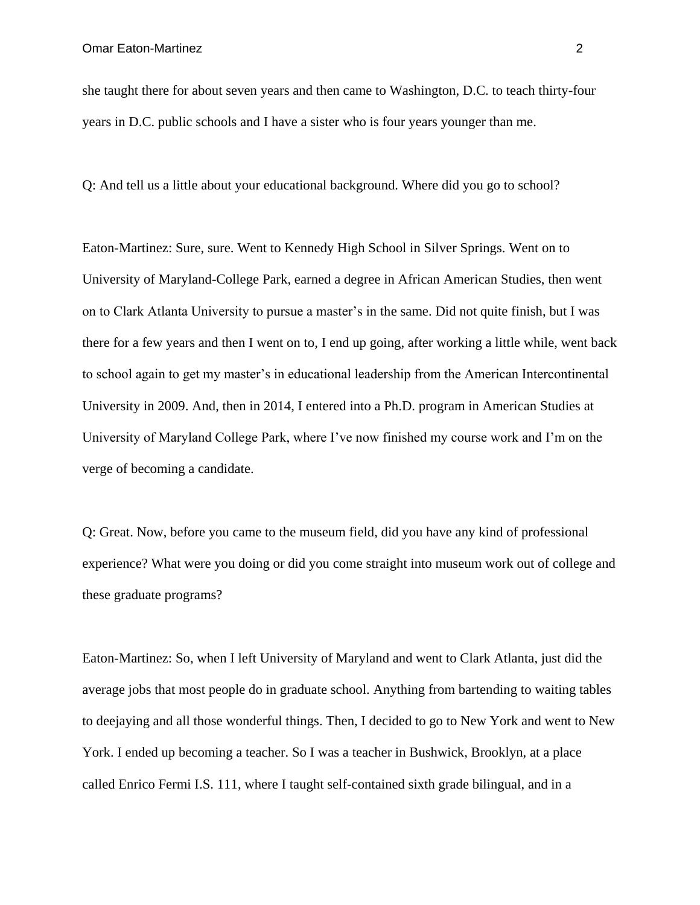she taught there for about seven years and then came to Washington, D.C. to teach thirty-four years in D.C. public schools and I have a sister who is four years younger than me.

Q: And tell us a little about your educational background. Where did you go to school?

Eaton-Martinez: Sure, sure. Went to Kennedy High School in Silver Springs. Went on to University of Maryland-College Park, earned a degree in African American Studies, then went on to Clark Atlanta University to pursue a master's in the same. Did not quite finish, but I was there for a few years and then I went on to, I end up going, after working a little while, went back to school again to get my master's in educational leadership from the American Intercontinental University in 2009. And, then in 2014, I entered into a Ph.D. program in American Studies at University of Maryland College Park, where I've now finished my course work and I'm on the verge of becoming a candidate.

Q: Great. Now, before you came to the museum field, did you have any kind of professional experience? What were you doing or did you come straight into museum work out of college and these graduate programs?

Eaton-Martinez: So, when I left University of Maryland and went to Clark Atlanta, just did the average jobs that most people do in graduate school. Anything from bartending to waiting tables to deejaying and all those wonderful things. Then, I decided to go to New York and went to New York. I ended up becoming a teacher. So I was a teacher in Bushwick, Brooklyn, at a place called Enrico Fermi I.S. 111, where I taught self-contained sixth grade bilingual, and in a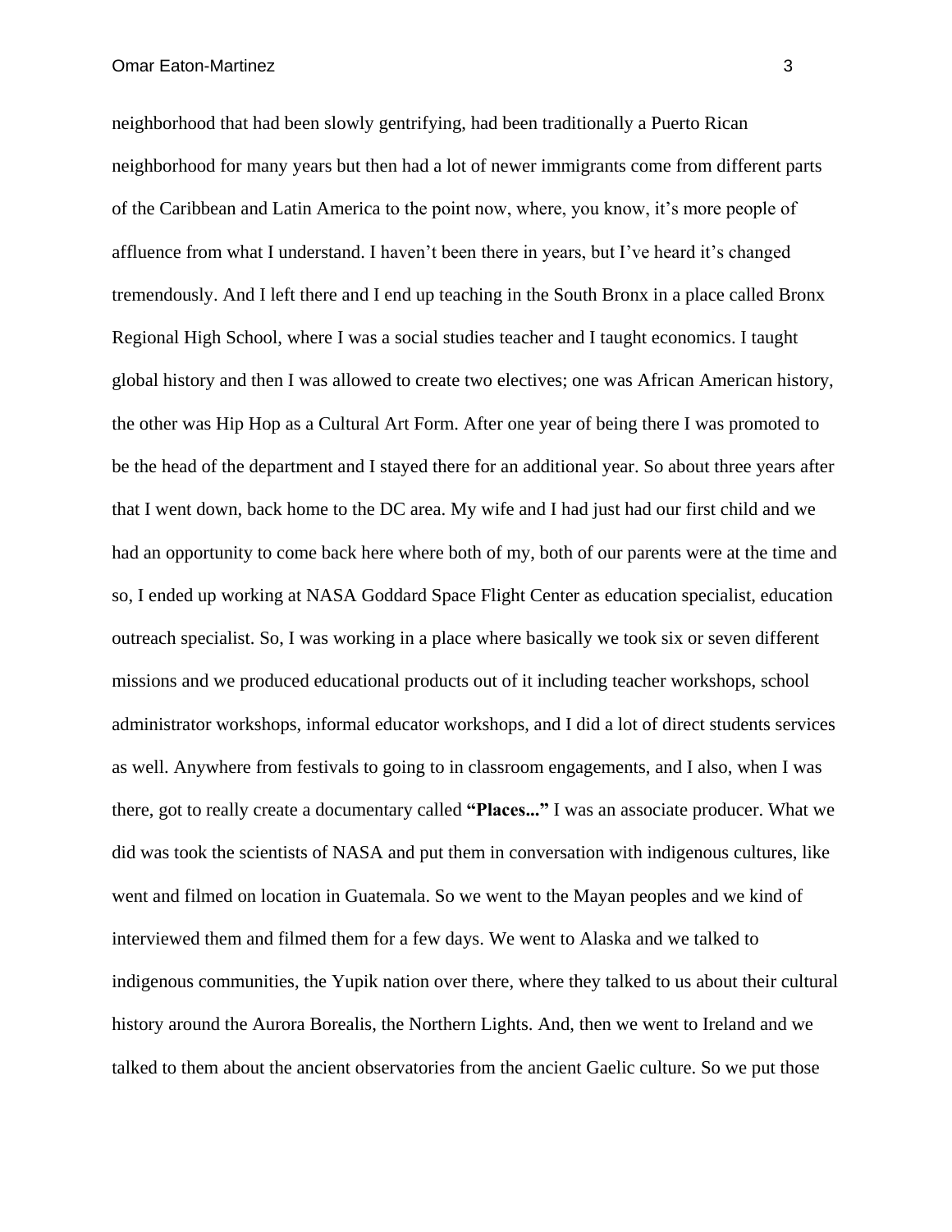neighborhood that had been slowly gentrifying, had been traditionally a Puerto Rican neighborhood for many years but then had a lot of newer immigrants come from different parts of the Caribbean and Latin America to the point now, where, you know, it's more people of affluence from what I understand. I haven't been there in years, but I've heard it's changed tremendously. And I left there and I end up teaching in the South Bronx in a place called Bronx Regional High School, where I was a social studies teacher and I taught economics. I taught global history and then I was allowed to create two electives; one was African American history, the other was Hip Hop as a Cultural Art Form. After one year of being there I was promoted to be the head of the department and I stayed there for an additional year. So about three years after that I went down, back home to the DC area. My wife and I had just had our first child and we had an opportunity to come back here where both of my, both of our parents were at the time and so, I ended up working at NASA Goddard Space Flight Center as education specialist, education outreach specialist. So, I was working in a place where basically we took six or seven different missions and we produced educational products out of it including teacher workshops, school administrator workshops, informal educator workshops, and I did a lot of direct students services as well. Anywhere from festivals to going to in classroom engagements, and I also, when I was there, got to really create a documentary called **"Places..."** I was an associate producer. What we did was took the scientists of NASA and put them in conversation with indigenous cultures, like went and filmed on location in Guatemala. So we went to the Mayan peoples and we kind of interviewed them and filmed them for a few days. We went to Alaska and we talked to indigenous communities, the Yupik nation over there, where they talked to us about their cultural history around the Aurora Borealis, the Northern Lights. And, then we went to Ireland and we talked to them about the ancient observatories from the ancient Gaelic culture. So we put those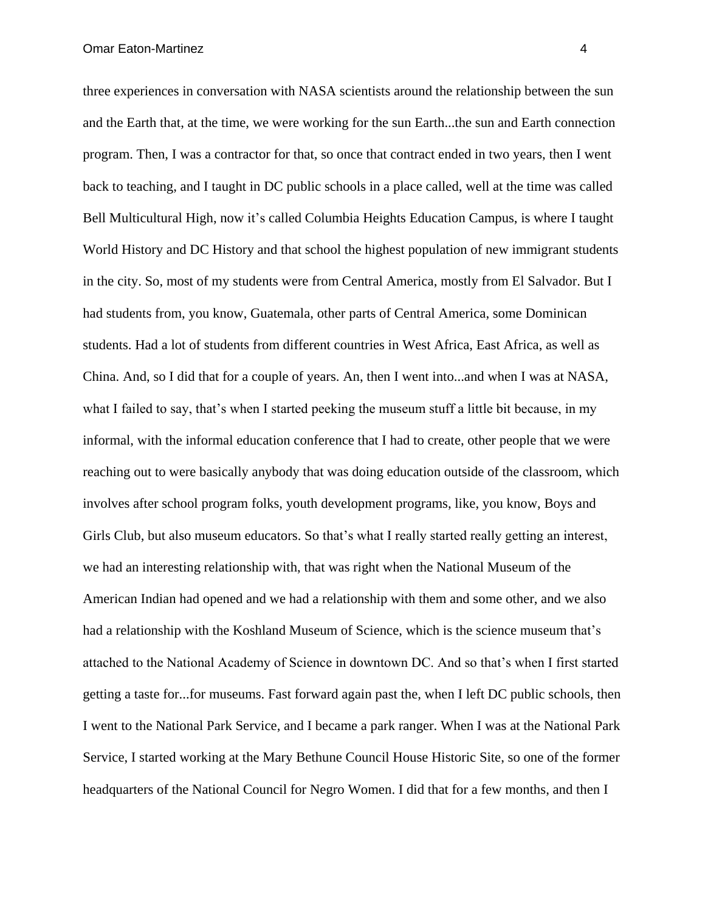three experiences in conversation with NASA scientists around the relationship between the sun and the Earth that, at the time, we were working for the sun Earth...the sun and Earth connection program. Then, I was a contractor for that, so once that contract ended in two years, then I went back to teaching, and I taught in DC public schools in a place called, well at the time was called Bell Multicultural High, now it's called Columbia Heights Education Campus, is where I taught World History and DC History and that school the highest population of new immigrant students in the city. So, most of my students were from Central America, mostly from El Salvador. But I had students from, you know, Guatemala, other parts of Central America, some Dominican students. Had a lot of students from different countries in West Africa, East Africa, as well as China. And, so I did that for a couple of years. An, then I went into...and when I was at NASA, what I failed to say, that's when I started peeking the museum stuff a little bit because, in my informal, with the informal education conference that I had to create, other people that we were reaching out to were basically anybody that was doing education outside of the classroom, which involves after school program folks, youth development programs, like, you know, Boys and Girls Club, but also museum educators. So that's what I really started really getting an interest, we had an interesting relationship with, that was right when the National Museum of the American Indian had opened and we had a relationship with them and some other, and we also had a relationship with the Koshland Museum of Science, which is the science museum that's attached to the National Academy of Science in downtown DC. And so that's when I first started getting a taste for...for museums. Fast forward again past the, when I left DC public schools, then I went to the National Park Service, and I became a park ranger. When I was at the National Park Service, I started working at the Mary Bethune Council House Historic Site, so one of the former headquarters of the National Council for Negro Women. I did that for a few months, and then I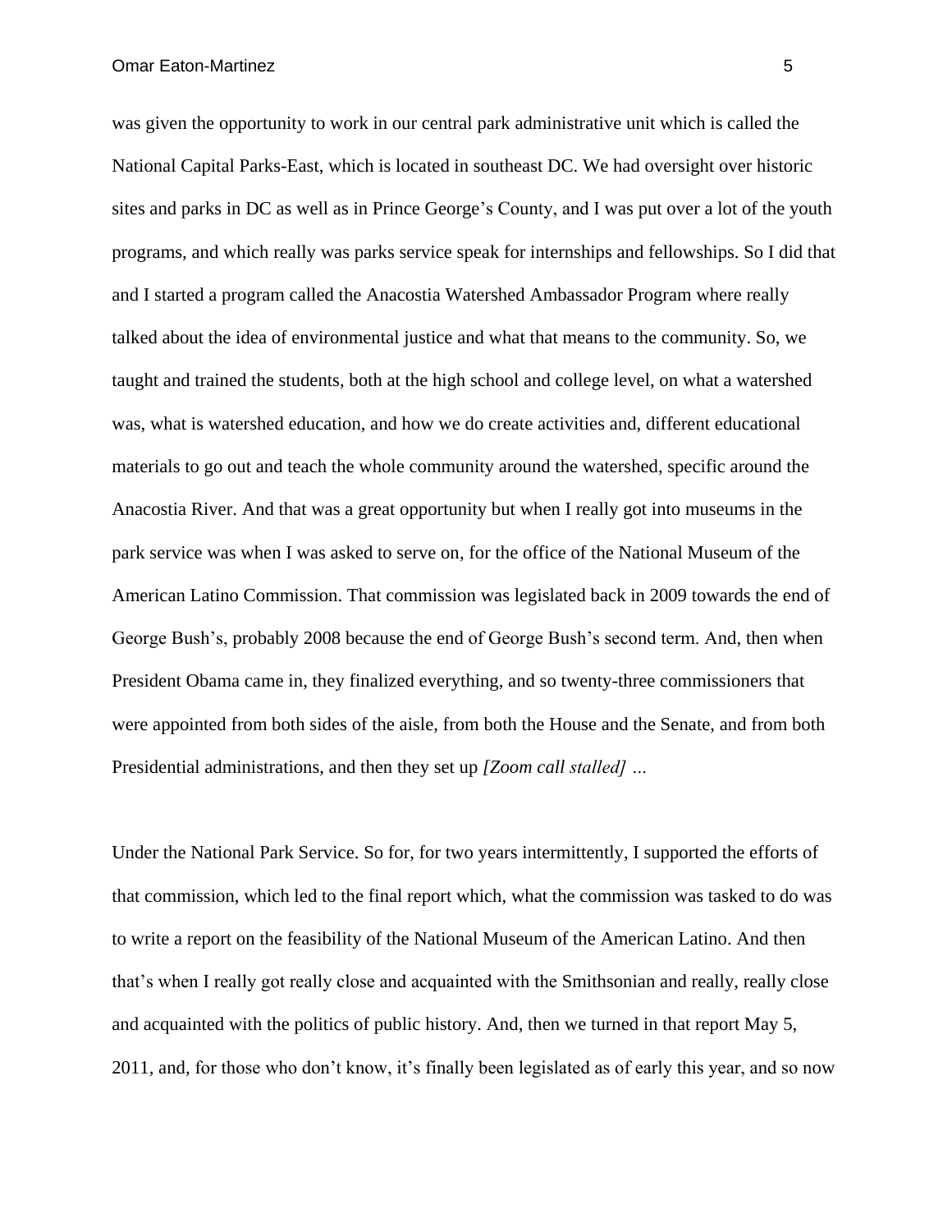was given the opportunity to work in our central park administrative unit which is called the National Capital Parks-East, which is located in southeast DC. We had oversight over historic sites and parks in DC as well as in Prince George's County, and I was put over a lot of the youth programs, and which really was parks service speak for internships and fellowships. So I did that and I started a program called the Anacostia Watershed Ambassador Program where really talked about the idea of environmental justice and what that means to the community. So, we taught and trained the students, both at the high school and college level, on what a watershed was, what is watershed education, and how we do create activities and, different educational materials to go out and teach the whole community around the watershed, specific around the Anacostia River. And that was a great opportunity but when I really got into museums in the park service was when I was asked to serve on, for the office of the National Museum of the American Latino Commission. That commission was legislated back in 2009 towards the end of George Bush's, probably 2008 because the end of George Bush's second term. And, then when President Obama came in, they finalized everything, and so twenty-three commissioners that were appointed from both sides of the aisle, from both the House and the Senate, and from both Presidential administrations, and then they set up *[Zoom call stalled] …*

Under the National Park Service. So for, for two years intermittently, I supported the efforts of that commission, which led to the final report which, what the commission was tasked to do was to write a report on the feasibility of the National Museum of the American Latino. And then that's when I really got really close and acquainted with the Smithsonian and really, really close and acquainted with the politics of public history. And, then we turned in that report May 5, 2011, and, for those who don't know, it's finally been legislated as of early this year, and so now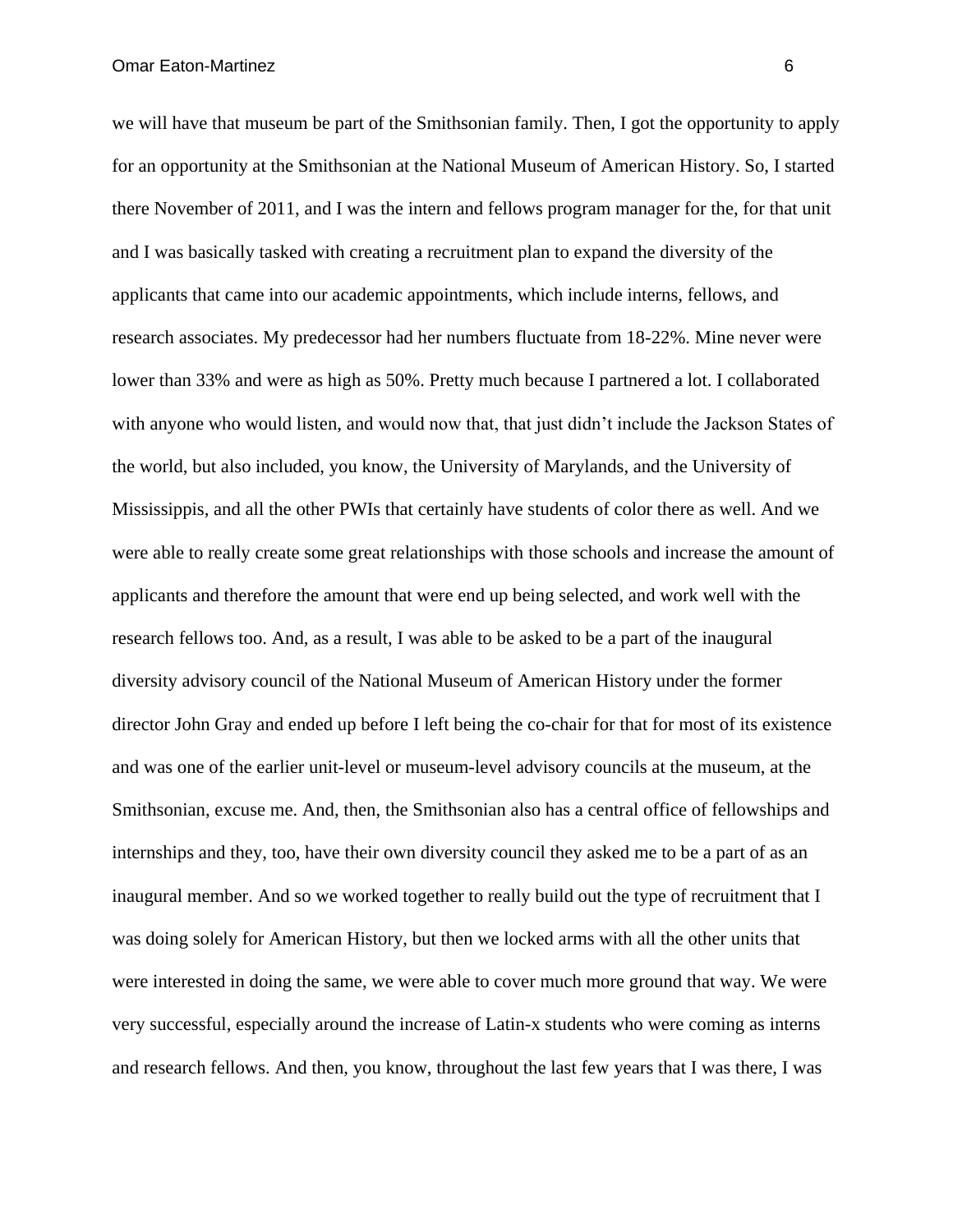we will have that museum be part of the Smithsonian family. Then, I got the opportunity to apply for an opportunity at the Smithsonian at the National Museum of American History. So, I started there November of 2011, and I was the intern and fellows program manager for the, for that unit and I was basically tasked with creating a recruitment plan to expand the diversity of the applicants that came into our academic appointments, which include interns, fellows, and research associates. My predecessor had her numbers fluctuate from 18-22%. Mine never were lower than 33% and were as high as 50%. Pretty much because I partnered a lot. I collaborated with anyone who would listen, and would now that, that just didn't include the Jackson States of the world, but also included, you know, the University of Marylands, and the University of Mississippis, and all the other PWIs that certainly have students of color there as well. And we were able to really create some great relationships with those schools and increase the amount of applicants and therefore the amount that were end up being selected, and work well with the research fellows too. And, as a result, I was able to be asked to be a part of the inaugural diversity advisory council of the National Museum of American History under the former director John Gray and ended up before I left being the co-chair for that for most of its existence and was one of the earlier unit-level or museum-level advisory councils at the museum, at the Smithsonian, excuse me. And, then, the Smithsonian also has a central office of fellowships and internships and they, too, have their own diversity council they asked me to be a part of as an inaugural member. And so we worked together to really build out the type of recruitment that I was doing solely for American History, but then we locked arms with all the other units that were interested in doing the same, we were able to cover much more ground that way. We were very successful, especially around the increase of Latin-x students who were coming as interns and research fellows. And then, you know, throughout the last few years that I was there, I was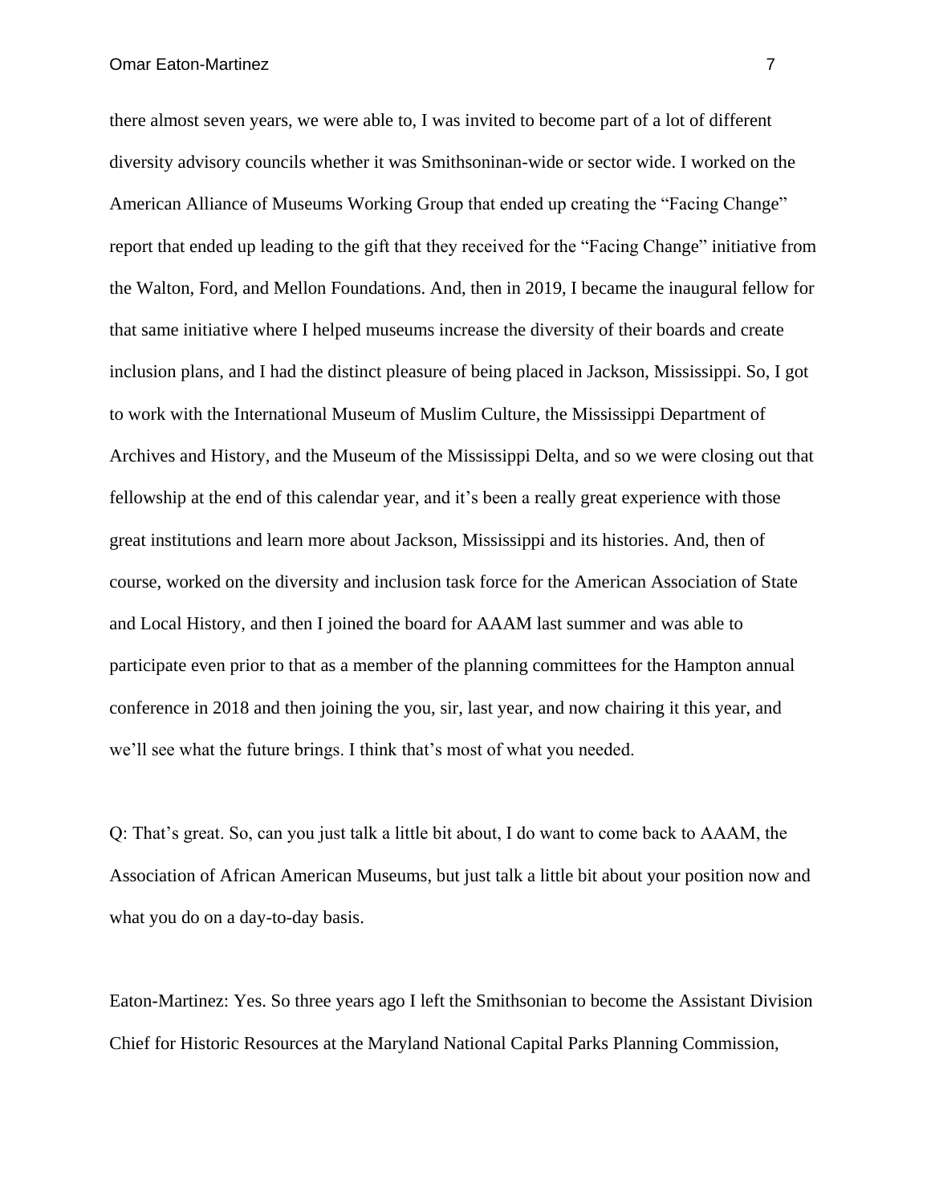there almost seven years, we were able to, I was invited to become part of a lot of different diversity advisory councils whether it was Smithsoninan-wide or sector wide. I worked on the American Alliance of Museums Working Group that ended up creating the "Facing Change" report that ended up leading to the gift that they received for the "Facing Change" initiative from the Walton, Ford, and Mellon Foundations. And, then in 2019, I became the inaugural fellow for that same initiative where I helped museums increase the diversity of their boards and create inclusion plans, and I had the distinct pleasure of being placed in Jackson, Mississippi. So, I got to work with the International Museum of Muslim Culture, the Mississippi Department of Archives and History, and the Museum of the Mississippi Delta, and so we were closing out that fellowship at the end of this calendar year, and it's been a really great experience with those great institutions and learn more about Jackson, Mississippi and its histories. And, then of course, worked on the diversity and inclusion task force for the American Association of State and Local History, and then I joined the board for AAAM last summer and was able to participate even prior to that as a member of the planning committees for the Hampton annual conference in 2018 and then joining the you, sir, last year, and now chairing it this year, and we'll see what the future brings. I think that's most of what you needed.

Q: That's great. So, can you just talk a little bit about, I do want to come back to AAAM, the Association of African American Museums, but just talk a little bit about your position now and what you do on a day-to-day basis.

Eaton-Martinez: Yes. So three years ago I left the Smithsonian to become the Assistant Division Chief for Historic Resources at the Maryland National Capital Parks Planning Commission,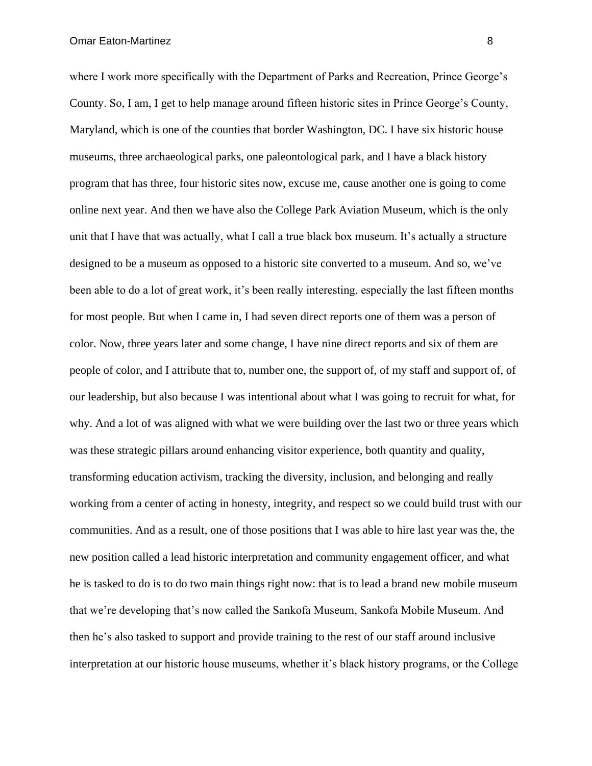where I work more specifically with the Department of Parks and Recreation, Prince George's County. So, I am, I get to help manage around fifteen historic sites in Prince George's County, Maryland, which is one of the counties that border Washington, DC. I have six historic house museums, three archaeological parks, one paleontological park, and I have a black history program that has three, four historic sites now, excuse me, cause another one is going to come online next year. And then we have also the College Park Aviation Museum, which is the only unit that I have that was actually, what I call a true black box museum. It's actually a structure designed to be a museum as opposed to a historic site converted to a museum. And so, we've been able to do a lot of great work, it's been really interesting, especially the last fifteen months for most people. But when I came in, I had seven direct reports one of them was a person of color. Now, three years later and some change, I have nine direct reports and six of them are people of color, and I attribute that to, number one, the support of, of my staff and support of, of our leadership, but also because I was intentional about what I was going to recruit for what, for why. And a lot of was aligned with what we were building over the last two or three years which was these strategic pillars around enhancing visitor experience, both quantity and quality, transforming education activism, tracking the diversity, inclusion, and belonging and really working from a center of acting in honesty, integrity, and respect so we could build trust with our communities. And as a result, one of those positions that I was able to hire last year was the, the new position called a lead historic interpretation and community engagement officer, and what he is tasked to do is to do two main things right now: that is to lead a brand new mobile museum that we're developing that's now called the Sankofa Museum, Sankofa Mobile Museum. And then he's also tasked to support and provide training to the rest of our staff around inclusive interpretation at our historic house museums, whether it's black history programs, or the College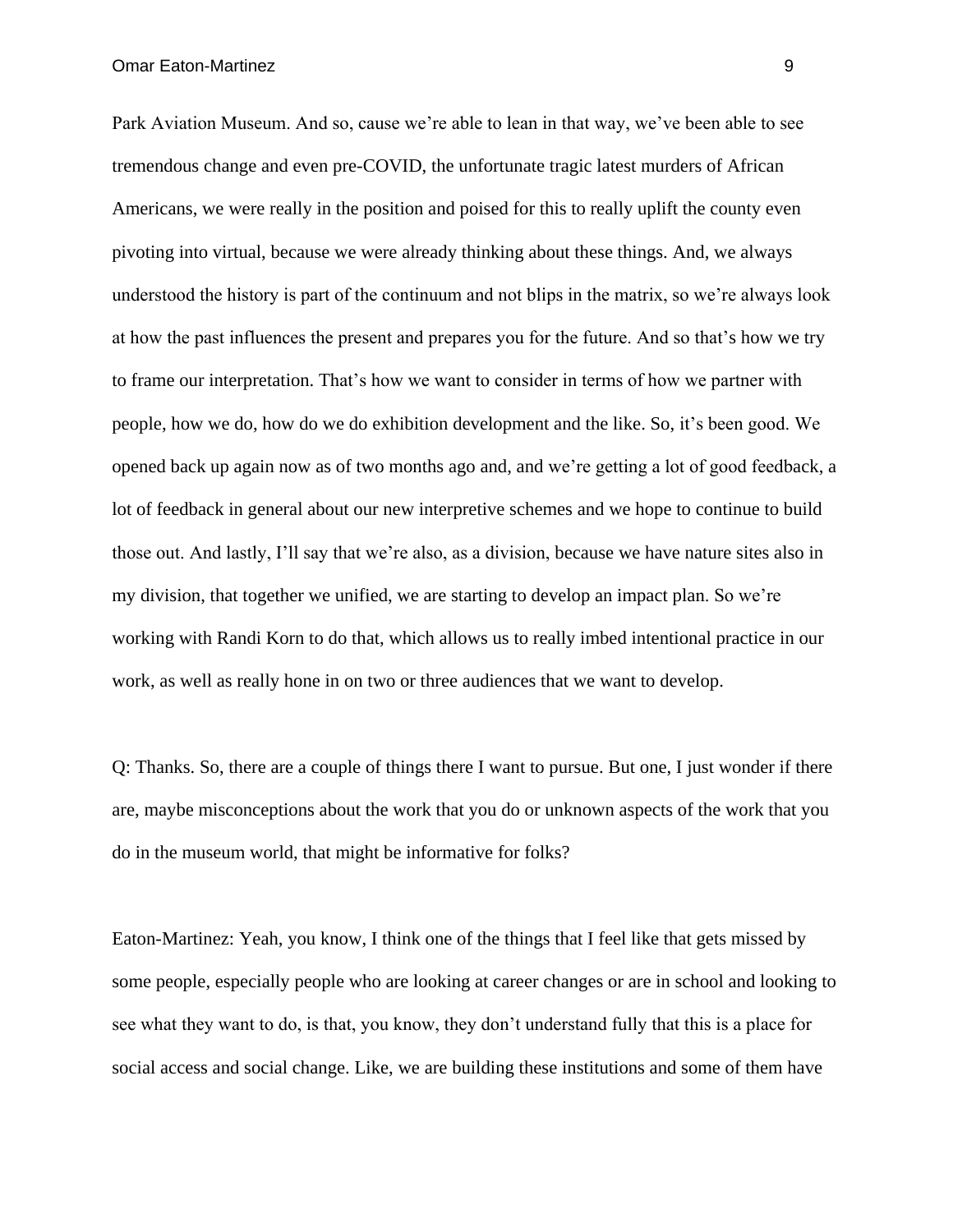Park Aviation Museum. And so, cause we're able to lean in that way, we've been able to see tremendous change and even pre-COVID, the unfortunate tragic latest murders of African Americans, we were really in the position and poised for this to really uplift the county even pivoting into virtual, because we were already thinking about these things. And, we always understood the history is part of the continuum and not blips in the matrix, so we're always look at how the past influences the present and prepares you for the future. And so that's how we try to frame our interpretation. That's how we want to consider in terms of how we partner with people, how we do, how do we do exhibition development and the like. So, it's been good. We opened back up again now as of two months ago and, and we're getting a lot of good feedback, a lot of feedback in general about our new interpretive schemes and we hope to continue to build those out. And lastly, I'll say that we're also, as a division, because we have nature sites also in my division, that together we unified, we are starting to develop an impact plan. So we're working with Randi Korn to do that, which allows us to really imbed intentional practice in our work, as well as really hone in on two or three audiences that we want to develop.

Q: Thanks. So, there are a couple of things there I want to pursue. But one, I just wonder if there are, maybe misconceptions about the work that you do or unknown aspects of the work that you do in the museum world, that might be informative for folks?

Eaton-Martinez: Yeah, you know, I think one of the things that I feel like that gets missed by some people, especially people who are looking at career changes or are in school and looking to see what they want to do, is that, you know, they don't understand fully that this is a place for social access and social change. Like, we are building these institutions and some of them have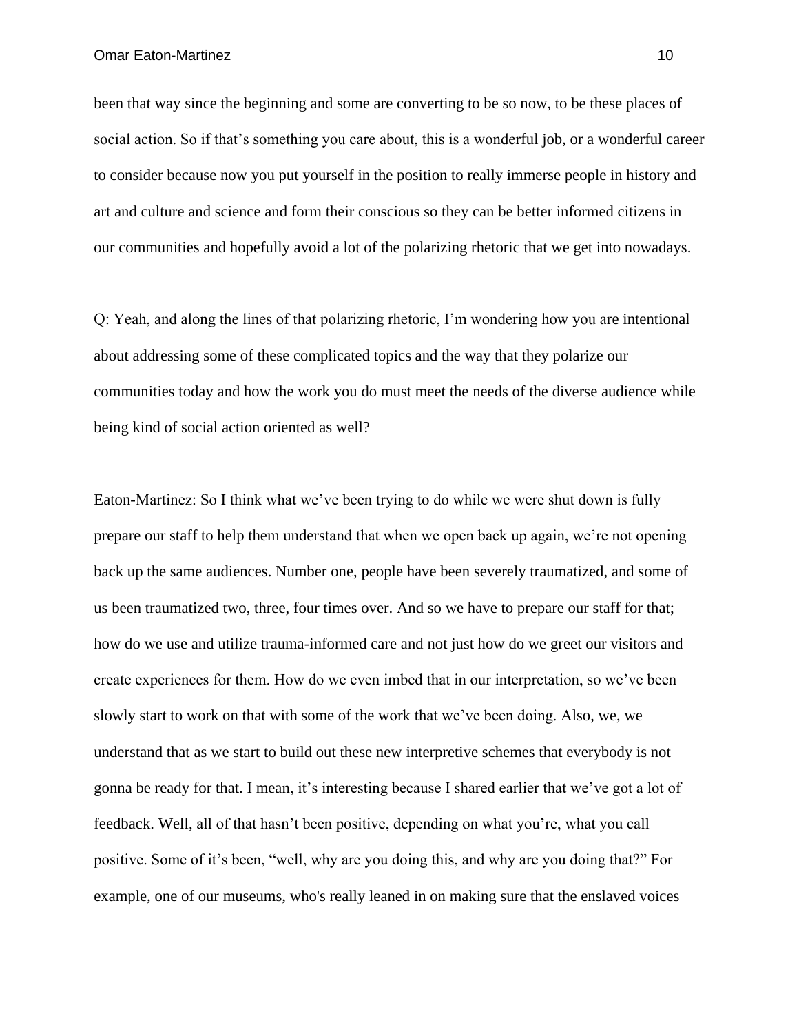been that way since the beginning and some are converting to be so now, to be these places of social action. So if that's something you care about, this is a wonderful job, or a wonderful career to consider because now you put yourself in the position to really immerse people in history and art and culture and science and form their conscious so they can be better informed citizens in our communities and hopefully avoid a lot of the polarizing rhetoric that we get into nowadays.

Q: Yeah, and along the lines of that polarizing rhetoric, I'm wondering how you are intentional about addressing some of these complicated topics and the way that they polarize our communities today and how the work you do must meet the needs of the diverse audience while being kind of social action oriented as well?

Eaton-Martinez: So I think what we've been trying to do while we were shut down is fully prepare our staff to help them understand that when we open back up again, we're not opening back up the same audiences. Number one, people have been severely traumatized, and some of us been traumatized two, three, four times over. And so we have to prepare our staff for that; how do we use and utilize trauma-informed care and not just how do we greet our visitors and create experiences for them. How do we even imbed that in our interpretation, so we've been slowly start to work on that with some of the work that we've been doing. Also, we, we understand that as we start to build out these new interpretive schemes that everybody is not gonna be ready for that. I mean, it's interesting because I shared earlier that we've got a lot of feedback. Well, all of that hasn't been positive, depending on what you're, what you call positive. Some of it's been, "well, why are you doing this, and why are you doing that?" For example, one of our museums, who's really leaned in on making sure that the enslaved voices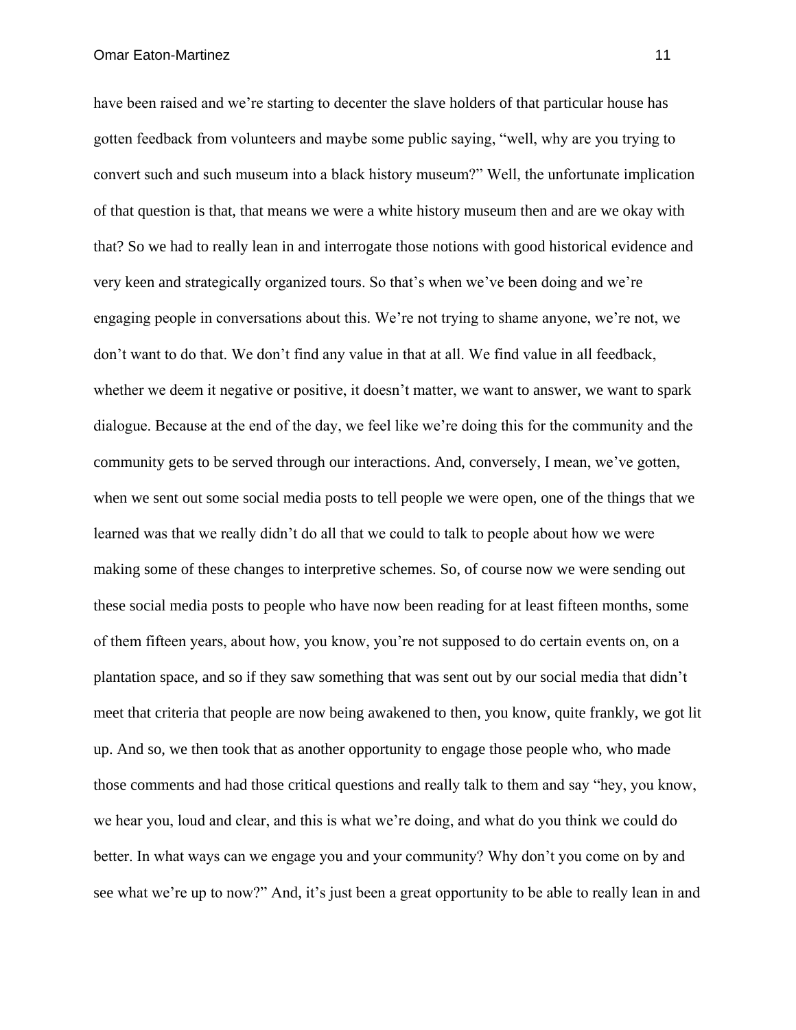have been raised and we're starting to decenter the slave holders of that particular house has gotten feedback from volunteers and maybe some public saying, "well, why are you trying to convert such and such museum into a black history museum?" Well, the unfortunate implication of that question is that, that means we were a white history museum then and are we okay with that? So we had to really lean in and interrogate those notions with good historical evidence and very keen and strategically organized tours. So that's when we've been doing and we're engaging people in conversations about this. We're not trying to shame anyone, we're not, we don't want to do that. We don't find any value in that at all. We find value in all feedback, whether we deem it negative or positive, it doesn't matter, we want to answer, we want to spark dialogue. Because at the end of the day, we feel like we're doing this for the community and the community gets to be served through our interactions. And, conversely, I mean, we've gotten, when we sent out some social media posts to tell people we were open, one of the things that we learned was that we really didn't do all that we could to talk to people about how we were making some of these changes to interpretive schemes. So, of course now we were sending out these social media posts to people who have now been reading for at least fifteen months, some of them fifteen years, about how, you know, you're not supposed to do certain events on, on a plantation space, and so if they saw something that was sent out by our social media that didn't meet that criteria that people are now being awakened to then, you know, quite frankly, we got lit up. And so, we then took that as another opportunity to engage those people who, who made those comments and had those critical questions and really talk to them and say "hey, you know, we hear you, loud and clear, and this is what we're doing, and what do you think we could do better. In what ways can we engage you and your community? Why don't you come on by and see what we're up to now?" And, it's just been a great opportunity to be able to really lean in and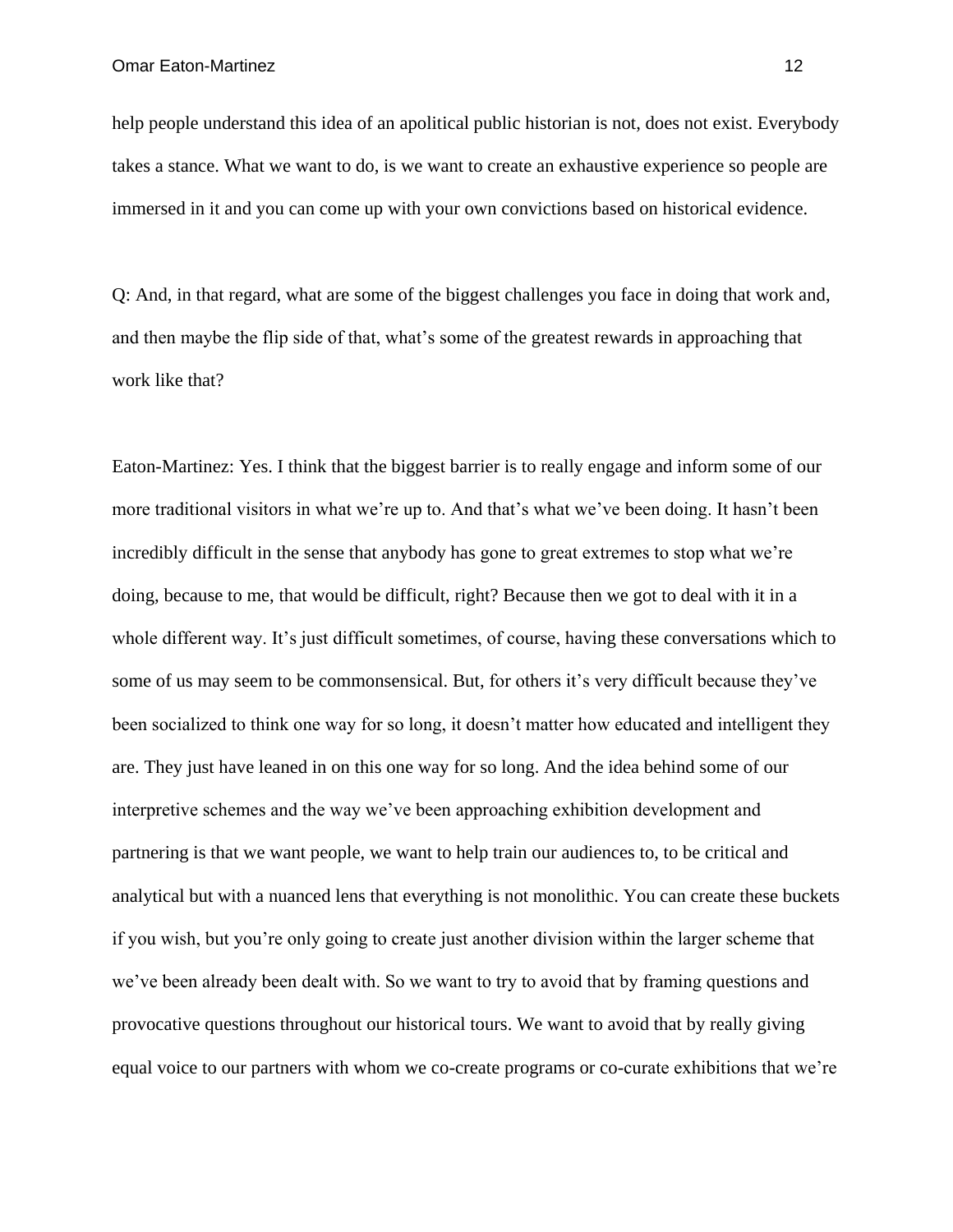help people understand this idea of an apolitical public historian is not, does not exist. Everybody takes a stance. What we want to do, is we want to create an exhaustive experience so people are immersed in it and you can come up with your own convictions based on historical evidence.

Q: And, in that regard, what are some of the biggest challenges you face in doing that work and, and then maybe the flip side of that, what's some of the greatest rewards in approaching that work like that?

Eaton-Martinez: Yes. I think that the biggest barrier is to really engage and inform some of our more traditional visitors in what we're up to. And that's what we've been doing. It hasn't been incredibly difficult in the sense that anybody has gone to great extremes to stop what we're doing, because to me, that would be difficult, right? Because then we got to deal with it in a whole different way. It's just difficult sometimes, of course, having these conversations which to some of us may seem to be commonsensical. But, for others it's very difficult because they've been socialized to think one way for so long, it doesn't matter how educated and intelligent they are. They just have leaned in on this one way for so long. And the idea behind some of our interpretive schemes and the way we've been approaching exhibition development and partnering is that we want people, we want to help train our audiences to, to be critical and analytical but with a nuanced lens that everything is not monolithic. You can create these buckets if you wish, but you're only going to create just another division within the larger scheme that we've been already been dealt with. So we want to try to avoid that by framing questions and provocative questions throughout our historical tours. We want to avoid that by really giving equal voice to our partners with whom we co-create programs or co-curate exhibitions that we're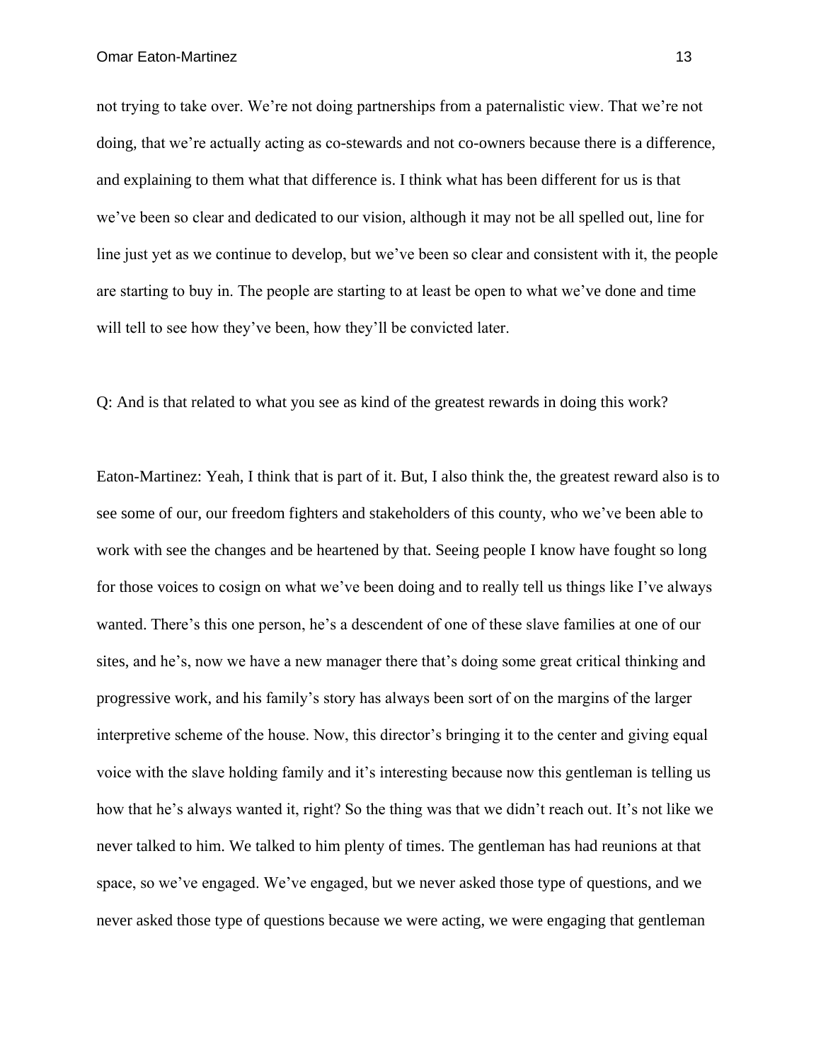not trying to take over. We're not doing partnerships from a paternalistic view. That we're not doing, that we're actually acting as co-stewards and not co-owners because there is a difference, and explaining to them what that difference is. I think what has been different for us is that we've been so clear and dedicated to our vision, although it may not be all spelled out, line for line just yet as we continue to develop, but we've been so clear and consistent with it, the people are starting to buy in. The people are starting to at least be open to what we've done and time will tell to see how they've been, how they'll be convicted later.

Q: And is that related to what you see as kind of the greatest rewards in doing this work?

Eaton-Martinez: Yeah, I think that is part of it. But, I also think the, the greatest reward also is to see some of our, our freedom fighters and stakeholders of this county, who we've been able to work with see the changes and be heartened by that. Seeing people I know have fought so long for those voices to cosign on what we've been doing and to really tell us things like I've always wanted. There's this one person, he's a descendent of one of these slave families at one of our sites, and he's, now we have a new manager there that's doing some great critical thinking and progressive work, and his family's story has always been sort of on the margins of the larger interpretive scheme of the house. Now, this director's bringing it to the center and giving equal voice with the slave holding family and it's interesting because now this gentleman is telling us how that he's always wanted it, right? So the thing was that we didn't reach out. It's not like we never talked to him. We talked to him plenty of times. The gentleman has had reunions at that space, so we've engaged. We've engaged, but we never asked those type of questions, and we never asked those type of questions because we were acting, we were engaging that gentleman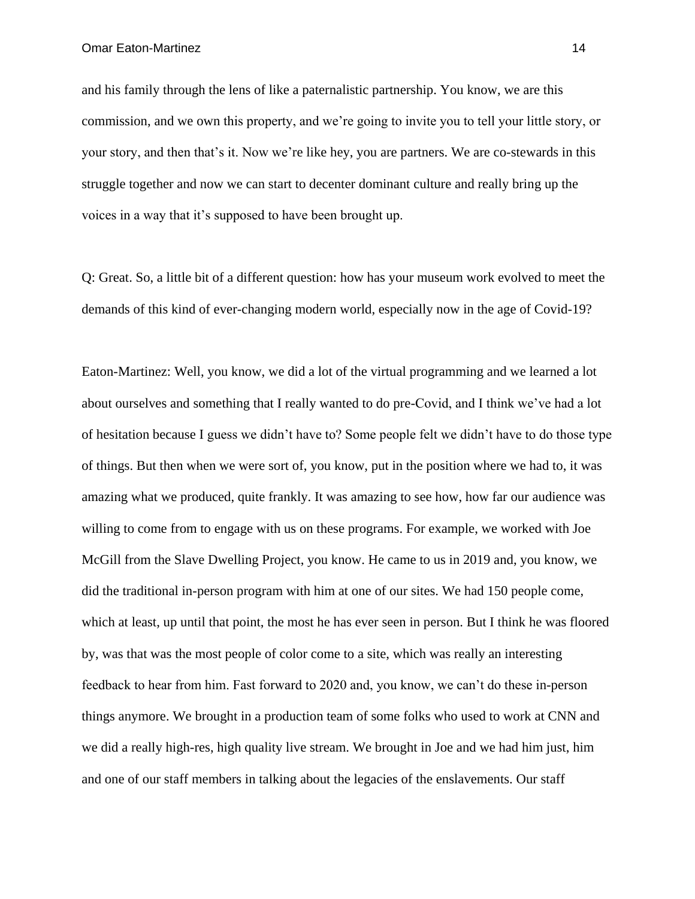and his family through the lens of like a paternalistic partnership. You know, we are this commission, and we own this property, and we're going to invite you to tell your little story, or your story, and then that's it. Now we're like hey, you are partners. We are co-stewards in this struggle together and now we can start to decenter dominant culture and really bring up the voices in a way that it's supposed to have been brought up.

Q: Great. So, a little bit of a different question: how has your museum work evolved to meet the demands of this kind of ever-changing modern world, especially now in the age of Covid-19?

Eaton-Martinez: Well, you know, we did a lot of the virtual programming and we learned a lot about ourselves and something that I really wanted to do pre-Covid, and I think we've had a lot of hesitation because I guess we didn't have to? Some people felt we didn't have to do those type of things. But then when we were sort of, you know, put in the position where we had to, it was amazing what we produced, quite frankly. It was amazing to see how, how far our audience was willing to come from to engage with us on these programs. For example, we worked with Joe McGill from the Slave Dwelling Project, you know. He came to us in 2019 and, you know, we did the traditional in-person program with him at one of our sites. We had 150 people come, which at least, up until that point, the most he has ever seen in person. But I think he was floored by, was that was the most people of color come to a site, which was really an interesting feedback to hear from him. Fast forward to 2020 and, you know, we can't do these in-person things anymore. We brought in a production team of some folks who used to work at CNN and we did a really high-res, high quality live stream. We brought in Joe and we had him just, him and one of our staff members in talking about the legacies of the enslavements. Our staff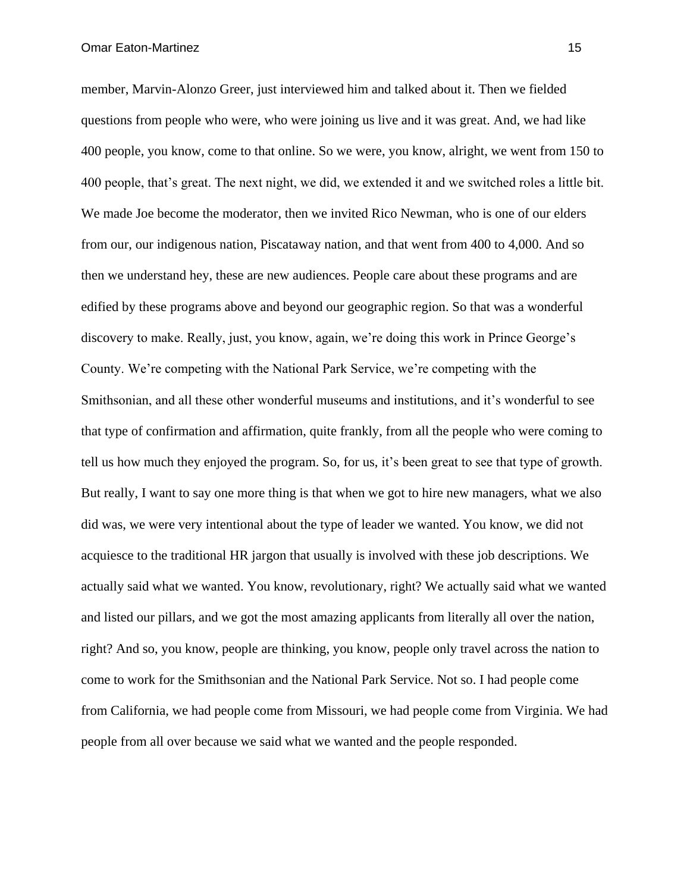member, Marvin-Alonzo Greer, just interviewed him and talked about it. Then we fielded questions from people who were, who were joining us live and it was great. And, we had like 400 people, you know, come to that online. So we were, you know, alright, we went from 150 to 400 people, that's great. The next night, we did, we extended it and we switched roles a little bit. We made Joe become the moderator, then we invited Rico Newman, who is one of our elders from our, our indigenous nation, Piscataway nation, and that went from 400 to 4,000. And so then we understand hey, these are new audiences. People care about these programs and are edified by these programs above and beyond our geographic region. So that was a wonderful discovery to make. Really, just, you know, again, we're doing this work in Prince George's County. We're competing with the National Park Service, we're competing with the Smithsonian, and all these other wonderful museums and institutions, and it's wonderful to see that type of confirmation and affirmation, quite frankly, from all the people who were coming to tell us how much they enjoyed the program. So, for us, it's been great to see that type of growth. But really, I want to say one more thing is that when we got to hire new managers, what we also did was, we were very intentional about the type of leader we wanted. You know, we did not acquiesce to the traditional HR jargon that usually is involved with these job descriptions. We actually said what we wanted. You know, revolutionary, right? We actually said what we wanted and listed our pillars, and we got the most amazing applicants from literally all over the nation, right? And so, you know, people are thinking, you know, people only travel across the nation to come to work for the Smithsonian and the National Park Service. Not so. I had people come from California, we had people come from Missouri, we had people come from Virginia. We had people from all over because we said what we wanted and the people responded.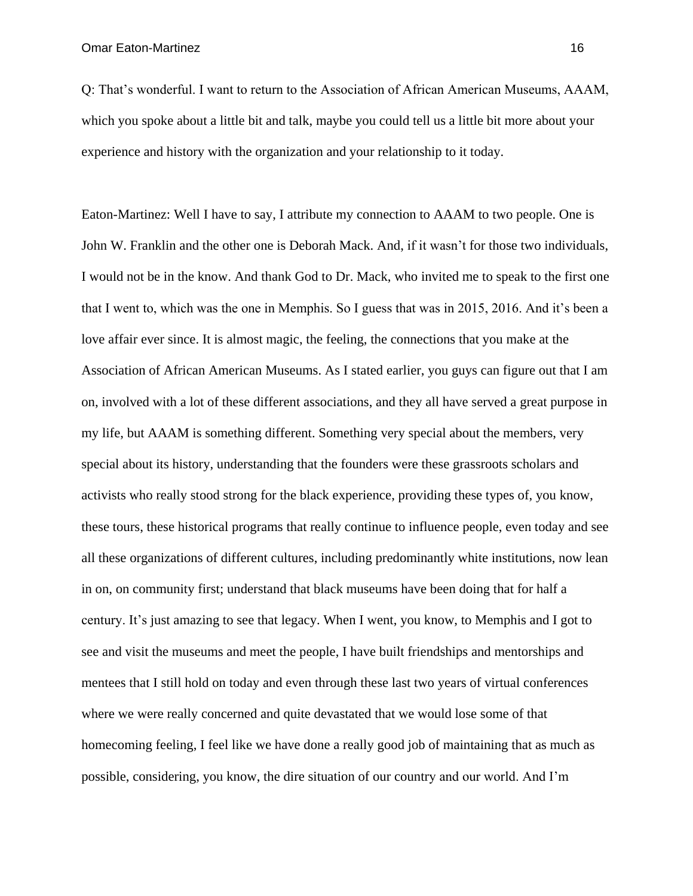Q: That's wonderful. I want to return to the Association of African American Museums, AAAM, which you spoke about a little bit and talk, maybe you could tell us a little bit more about your experience and history with the organization and your relationship to it today.

Eaton-Martinez: Well I have to say, I attribute my connection to AAAM to two people. One is John W. Franklin and the other one is Deborah Mack. And, if it wasn't for those two individuals, I would not be in the know. And thank God to Dr. Mack, who invited me to speak to the first one that I went to, which was the one in Memphis. So I guess that was in 2015, 2016. And it's been a love affair ever since. It is almost magic, the feeling, the connections that you make at the Association of African American Museums. As I stated earlier, you guys can figure out that I am on, involved with a lot of these different associations, and they all have served a great purpose in my life, but AAAM is something different. Something very special about the members, very special about its history, understanding that the founders were these grassroots scholars and activists who really stood strong for the black experience, providing these types of, you know, these tours, these historical programs that really continue to influence people, even today and see all these organizations of different cultures, including predominantly white institutions, now lean in on, on community first; understand that black museums have been doing that for half a century. It's just amazing to see that legacy. When I went, you know, to Memphis and I got to see and visit the museums and meet the people, I have built friendships and mentorships and mentees that I still hold on today and even through these last two years of virtual conferences where we were really concerned and quite devastated that we would lose some of that homecoming feeling, I feel like we have done a really good job of maintaining that as much as possible, considering, you know, the dire situation of our country and our world. And I'm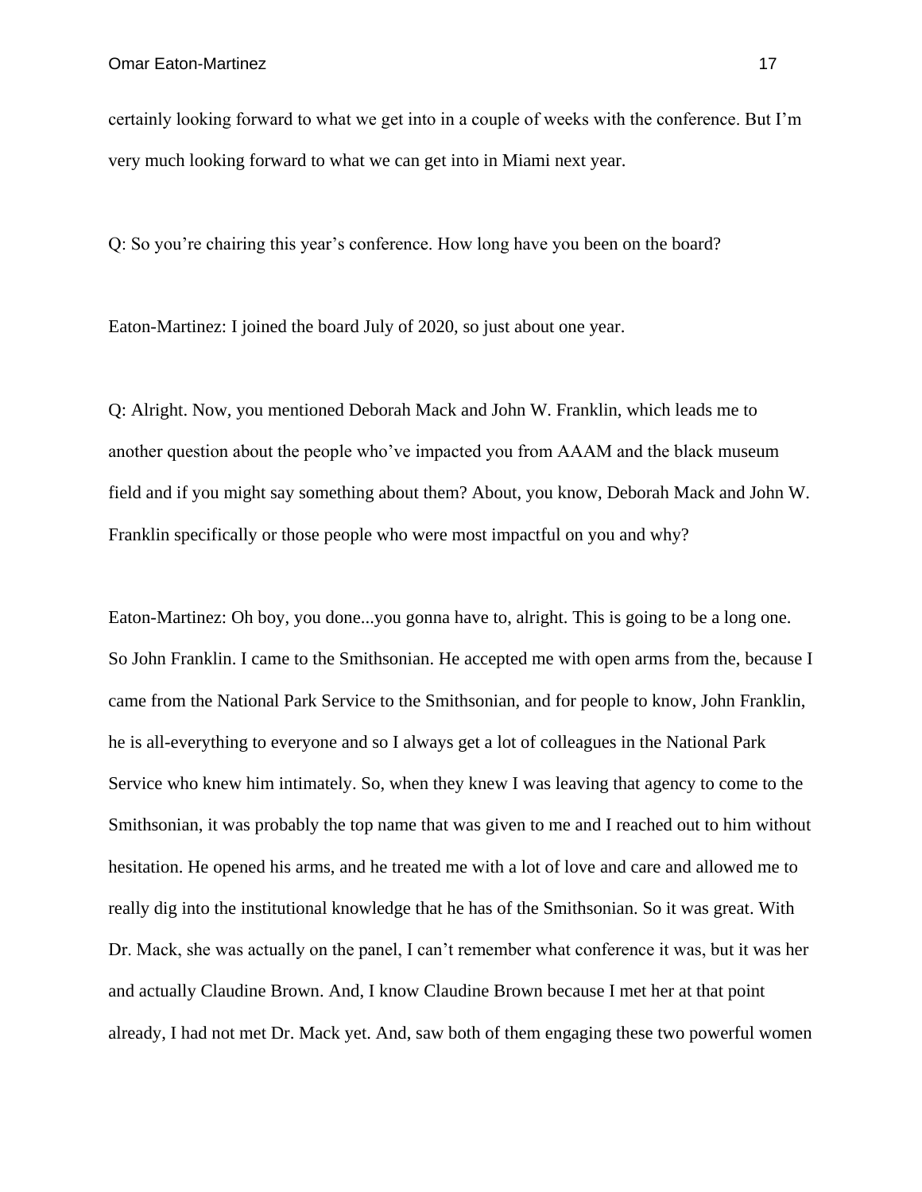certainly looking forward to what we get into in a couple of weeks with the conference. But I'm very much looking forward to what we can get into in Miami next year.

Q: So you're chairing this year's conference. How long have you been on the board?

Eaton-Martinez: I joined the board July of 2020, so just about one year.

Q: Alright. Now, you mentioned Deborah Mack and John W. Franklin, which leads me to another question about the people who've impacted you from AAAM and the black museum field and if you might say something about them? About, you know, Deborah Mack and John W. Franklin specifically or those people who were most impactful on you and why?

Eaton-Martinez: Oh boy, you done...you gonna have to, alright. This is going to be a long one. So John Franklin. I came to the Smithsonian. He accepted me with open arms from the, because I came from the National Park Service to the Smithsonian, and for people to know, John Franklin, he is all-everything to everyone and so I always get a lot of colleagues in the National Park Service who knew him intimately. So, when they knew I was leaving that agency to come to the Smithsonian, it was probably the top name that was given to me and I reached out to him without hesitation. He opened his arms, and he treated me with a lot of love and care and allowed me to really dig into the institutional knowledge that he has of the Smithsonian. So it was great. With Dr. Mack, she was actually on the panel, I can't remember what conference it was, but it was her and actually Claudine Brown. And, I know Claudine Brown because I met her at that point already, I had not met Dr. Mack yet. And, saw both of them engaging these two powerful women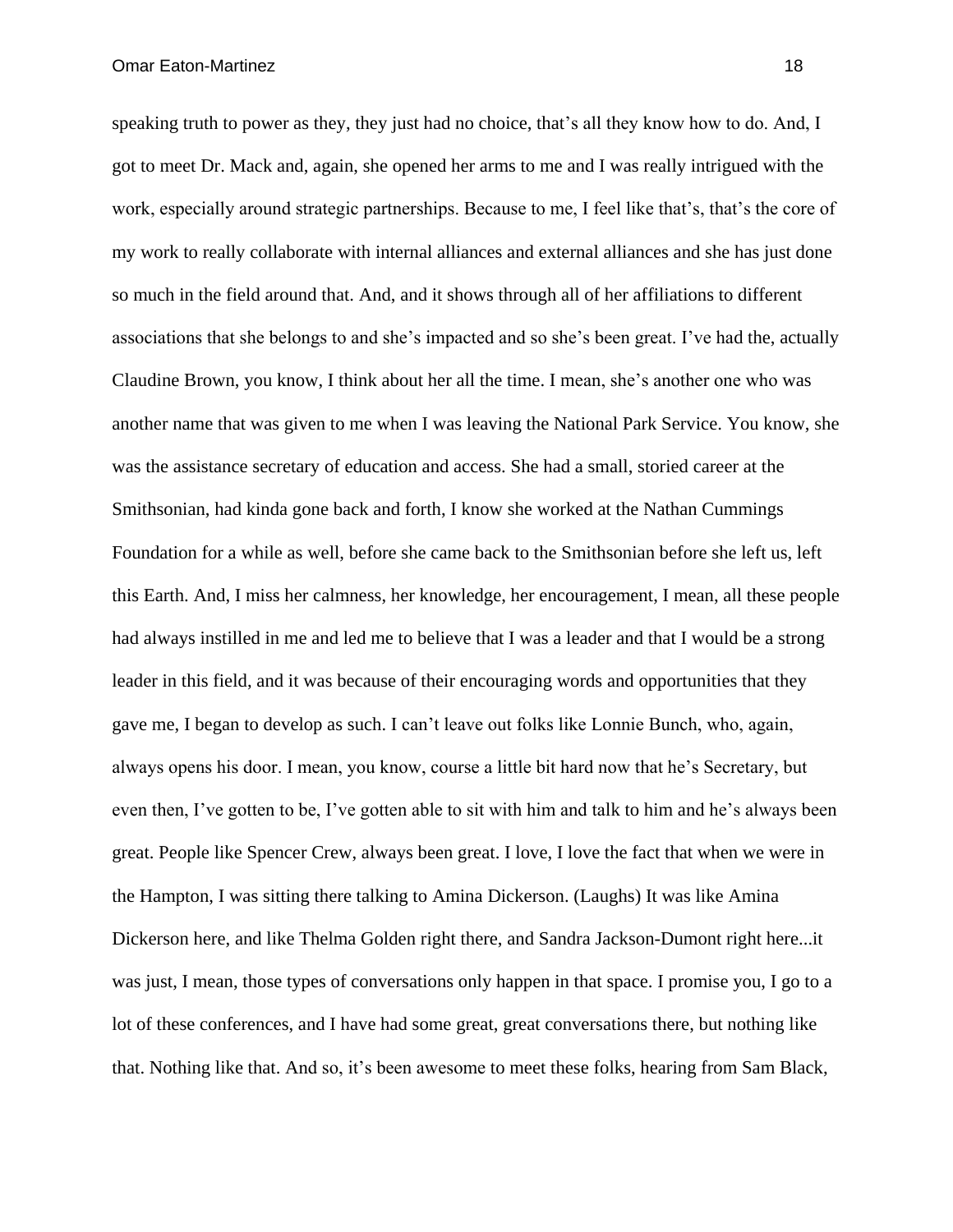speaking truth to power as they, they just had no choice, that's all they know how to do. And, I got to meet Dr. Mack and, again, she opened her arms to me and I was really intrigued with the work, especially around strategic partnerships. Because to me, I feel like that's, that's the core of my work to really collaborate with internal alliances and external alliances and she has just done so much in the field around that. And, and it shows through all of her affiliations to different associations that she belongs to and she's impacted and so she's been great. I've had the, actually Claudine Brown, you know, I think about her all the time. I mean, she's another one who was another name that was given to me when I was leaving the National Park Service. You know, she was the assistance secretary of education and access. She had a small, storied career at the Smithsonian, had kinda gone back and forth, I know she worked at the Nathan Cummings Foundation for a while as well, before she came back to the Smithsonian before she left us, left this Earth. And, I miss her calmness, her knowledge, her encouragement, I mean, all these people had always instilled in me and led me to believe that I was a leader and that I would be a strong leader in this field, and it was because of their encouraging words and opportunities that they gave me, I began to develop as such. I can't leave out folks like Lonnie Bunch, who, again, always opens his door. I mean, you know, course a little bit hard now that he's Secretary, but even then, I've gotten to be, I've gotten able to sit with him and talk to him and he's always been great. People like Spencer Crew, always been great. I love, I love the fact that when we were in the Hampton, I was sitting there talking to Amina Dickerson. (Laughs) It was like Amina Dickerson here, and like Thelma Golden right there, and Sandra Jackson-Dumont right here...it was just, I mean, those types of conversations only happen in that space. I promise you, I go to a lot of these conferences, and I have had some great, great conversations there, but nothing like that. Nothing like that. And so, it's been awesome to meet these folks, hearing from Sam Black,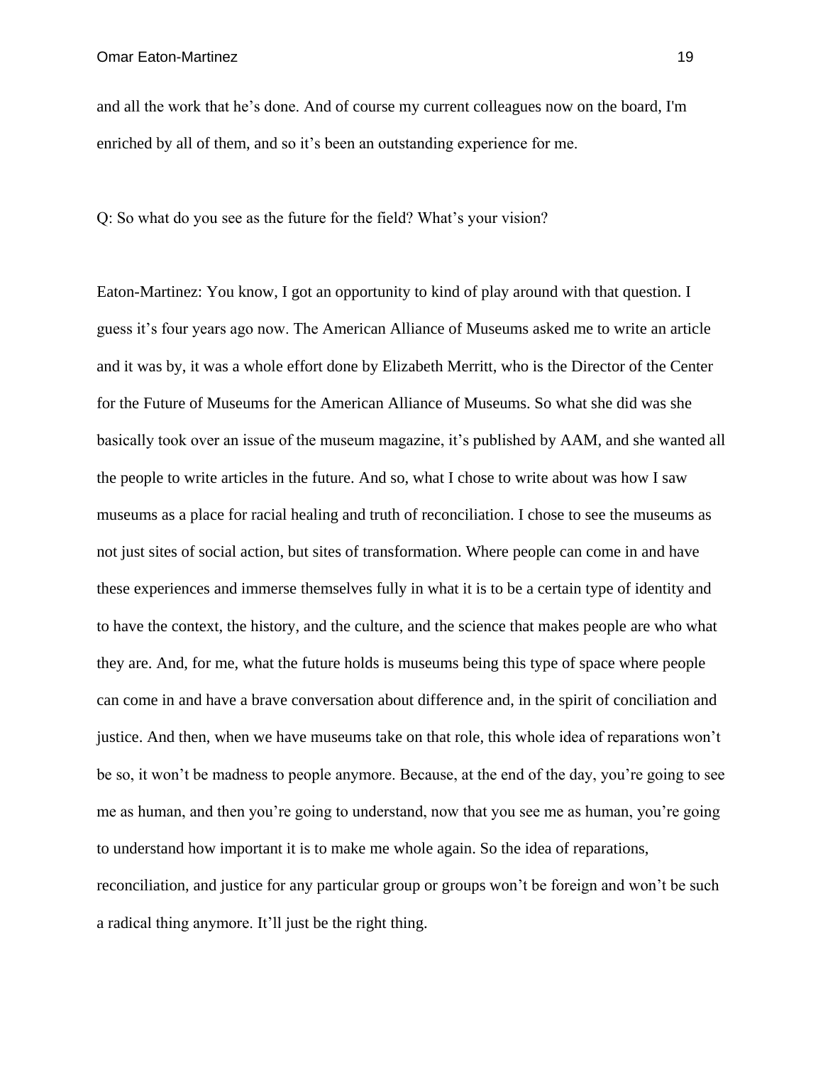and all the work that he's done. And of course my current colleagues now on the board, I'm enriched by all of them, and so it's been an outstanding experience for me.

Q: So what do you see as the future for the field? What's your vision?

Eaton-Martinez: You know, I got an opportunity to kind of play around with that question. I guess it's four years ago now. The American Alliance of Museums asked me to write an article and it was by, it was a whole effort done by Elizabeth Merritt, who is the Director of the Center for the Future of Museums for the American Alliance of Museums. So what she did was she basically took over an issue of the museum magazine, it's published by AAM, and she wanted all the people to write articles in the future. And so, what I chose to write about was how I saw museums as a place for racial healing and truth of reconciliation. I chose to see the museums as not just sites of social action, but sites of transformation. Where people can come in and have these experiences and immerse themselves fully in what it is to be a certain type of identity and to have the context, the history, and the culture, and the science that makes people are who what they are. And, for me, what the future holds is museums being this type of space where people can come in and have a brave conversation about difference and, in the spirit of conciliation and justice. And then, when we have museums take on that role, this whole idea of reparations won't be so, it won't be madness to people anymore. Because, at the end of the day, you're going to see me as human, and then you're going to understand, now that you see me as human, you're going to understand how important it is to make me whole again. So the idea of reparations, reconciliation, and justice for any particular group or groups won't be foreign and won't be such a radical thing anymore. It'll just be the right thing.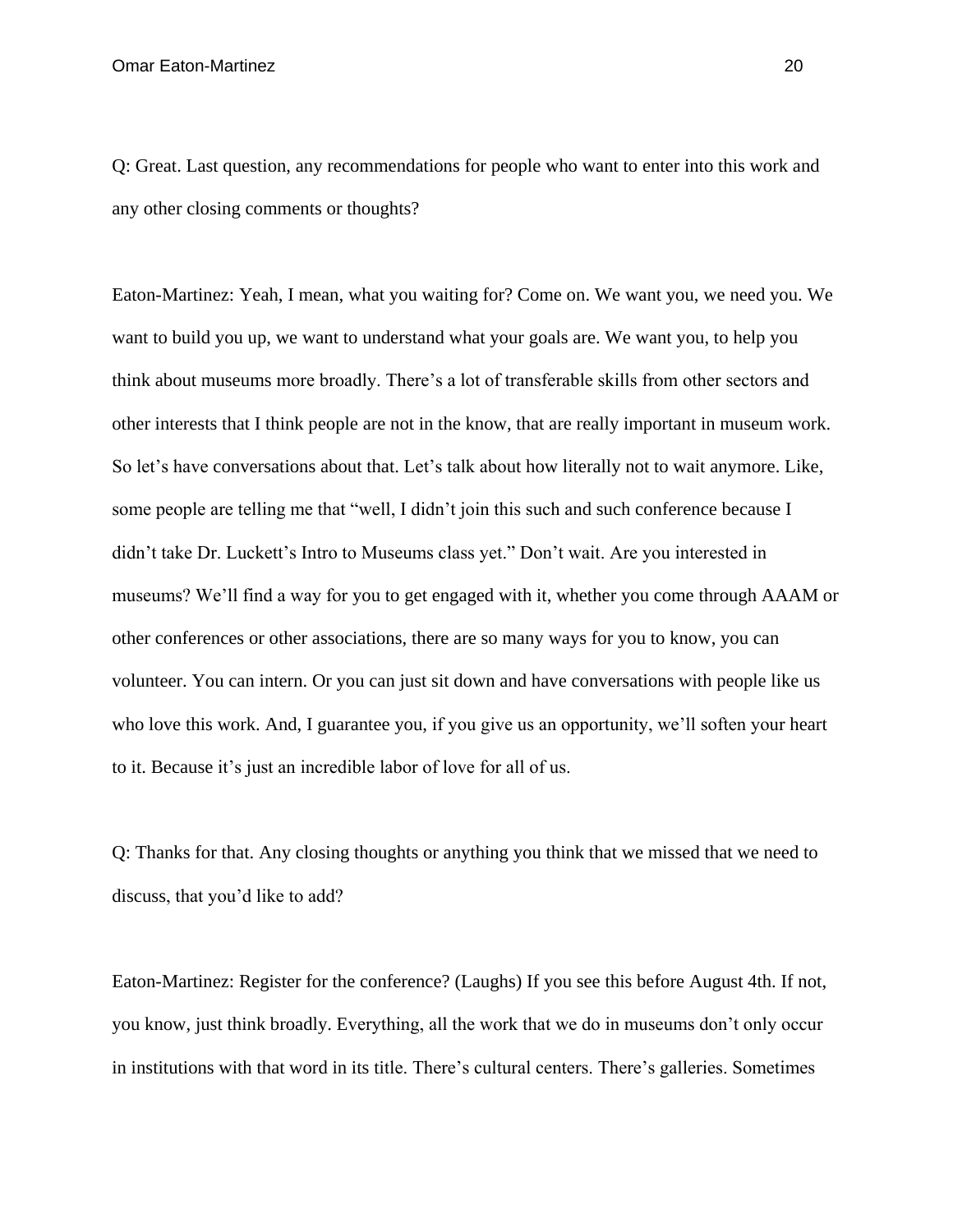Q: Great. Last question, any recommendations for people who want to enter into this work and any other closing comments or thoughts?

Eaton-Martinez: Yeah, I mean, what you waiting for? Come on. We want you, we need you. We want to build you up, we want to understand what your goals are. We want you, to help you think about museums more broadly. There's a lot of transferable skills from other sectors and other interests that I think people are not in the know, that are really important in museum work. So let's have conversations about that. Let's talk about how literally not to wait anymore. Like, some people are telling me that "well, I didn't join this such and such conference because I didn't take Dr. Luckett's Intro to Museums class yet." Don't wait. Are you interested in museums? We'll find a way for you to get engaged with it, whether you come through AAAM or other conferences or other associations, there are so many ways for you to know, you can volunteer. You can intern. Or you can just sit down and have conversations with people like us who love this work. And, I guarantee you, if you give us an opportunity, we'll soften your heart to it. Because it's just an incredible labor of love for all of us.

Q: Thanks for that. Any closing thoughts or anything you think that we missed that we need to discuss, that you'd like to add?

Eaton-Martinez: Register for the conference? (Laughs) If you see this before August 4th. If not, you know, just think broadly. Everything, all the work that we do in museums don't only occur in institutions with that word in its title. There's cultural centers. There's galleries. Sometimes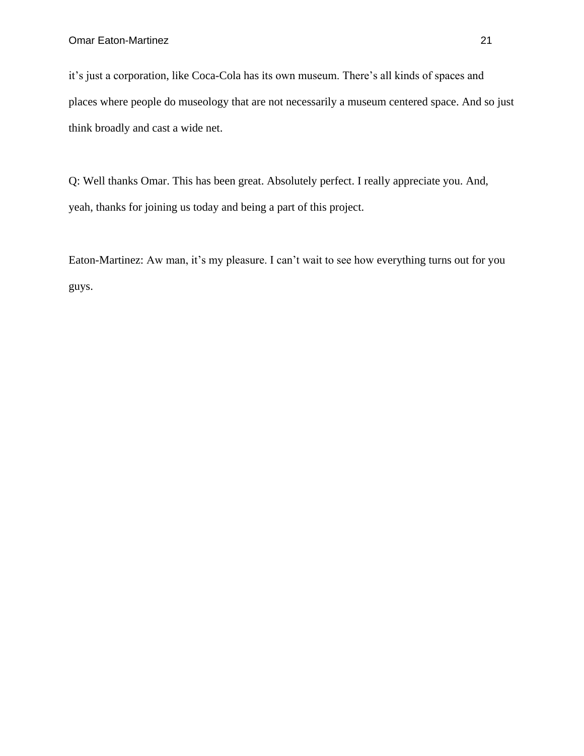it’s just a corporation, like Coca-Cola has its own museum. There’s all kinds of spaces and places where people do museology that are not necessarily a museum centered space. And so just think broadly and cast a wide net.

Q: Well thanks Omar. This has been great. Absolutely perfect. I really appreciate you. And, yeah, thanks for joining us today and being a part of this project.

Eaton-Martinez: Aw man, it’s my pleasure. I can’t wait to see how everything turns out for you guys.